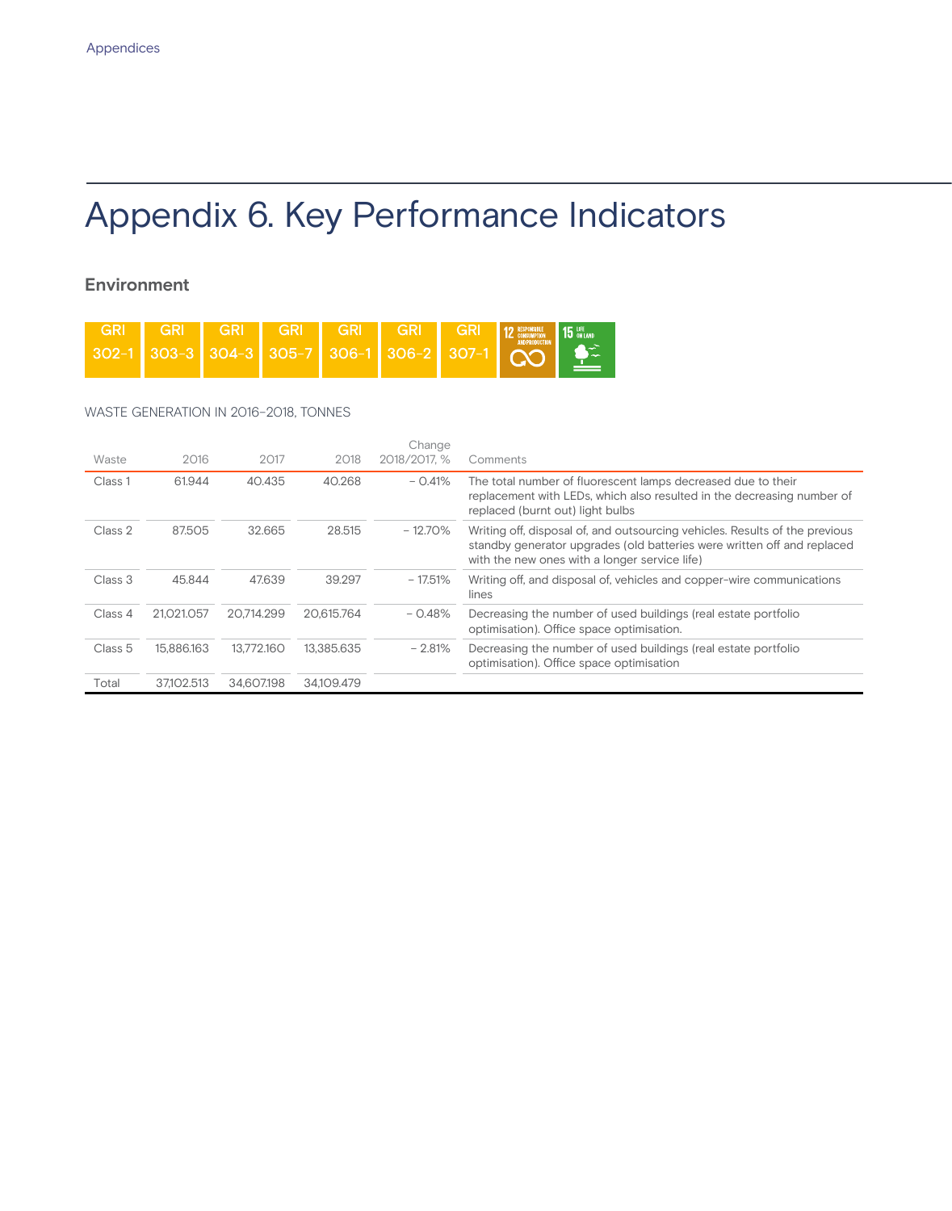Appendices

# Appendix 6. Key Performance Indicators

## Environment

GRI 302-1 | GRI 303-3 | GRI 304-3 | GRI 305-7 | GRI 306-1 | GRI 306-2 | GRI 307-1

WASTE GENERATION IN 2016–2018, TONNES

| Waste | 2016 | 2017 | 2018 | Change 2018/2017, % | Comments |
|---|---|---|---|---|---|
| Class 1 | 61.944 | 40.435 | 40.268 | – 0.41% | The total number of fluorescent lamps decreased due to their replacement with LEDs, which also resulted in the decreasing number of replaced (burnt out) light bulbs |
| Class 2 | 87.505 | 32.665 | 28.515 | – 12.70% | Writing off, disposal of, and outsourcing vehicles. Results of the previous standby generator upgrades (old batteries were written off and replaced with the new ones with a longer service life) |
| Class 3 | 45.844 | 47.639 | 39.297 | – 17.51% | Writing off, and disposal of, vehicles and copper-wire communications lines |
| Class 4 | 21,021.057 | 20,714.299 | 20,615.764 | – 0.48% | Decreasing the number of used buildings (real estate portfolio optimisation). Office space optimisation. |
| Class 5 | 15,886.163 | 13,772.160 | 13,385.635 | – 2.81% | Decreasing the number of used buildings (real estate portfolio optimisation). Office space optimisation |
| Total | 37,102.513 | 34,607.198 | 34,109.479 | | |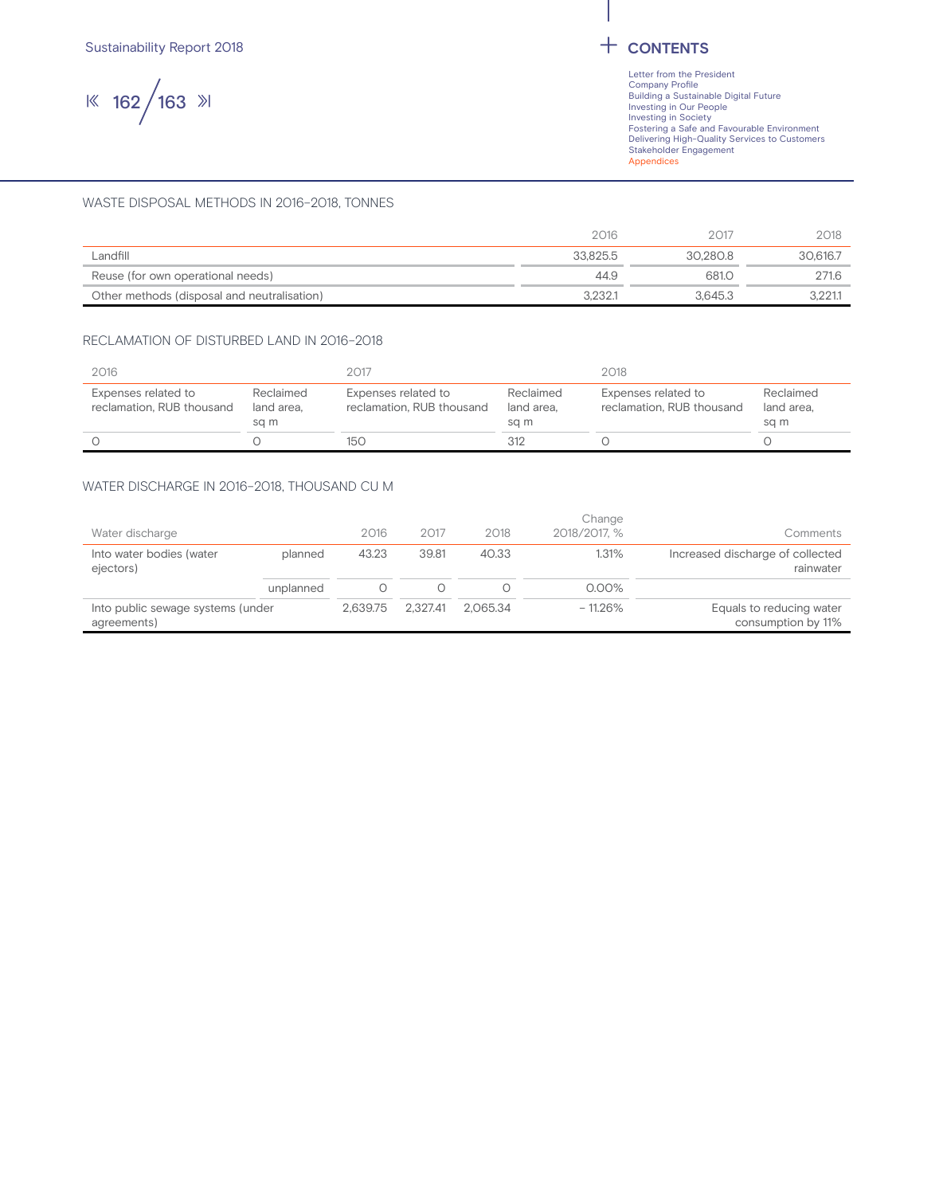## WASTE DISPOSAL METHODS IN 2016–2018, TONNES

| | 2016 | 2017 | 2018 |
|---|---|---|---|
| Landfill | 33,825.5 | 30,280.8 | 30,616.7 |
| Reuse (for own operational needs) | 44.9 | 681.0 | 271.6 |
| Other methods (disposal and neutralisation) | 3,232.1 | 3,645.3 | 3,221.1 |

## RECLAMATION OF DISTURBED LAND IN 2016–2018

| 2016 | | 2017 | | 2018 | |
|---|---|---|---|---|---|
| Expenses related to reclamation, RUB thousand | Reclaimed land area, sq m | Expenses related to reclamation, RUB thousand | Reclaimed land area, sq m | Expenses related to reclamation, RUB thousand | Reclaimed land area, sq m |
| 0 | 0 | 150 | 312 | 0 | 0 |

## WATER DISCHARGE IN 2016–2018, THOUSAND CU M

| Water discharge | | 2016 | 2017 | 2018 | Change 2018/2017, % | Comments |
|---|---|---|---|---|---|---|
| Into water bodies (water ejectors) | planned | 43.23 | 39.81 | 40.33 | 1.31% | Increased discharge of collected rainwater |
| | unplanned | 0 | 0 | 0 | 0.00% | |
| Into public sewage systems (under agreements) | | 2,639.75 | 2,327.41 | 2,065.34 | – 11.26% | Equals to reducing water consumption by 11% |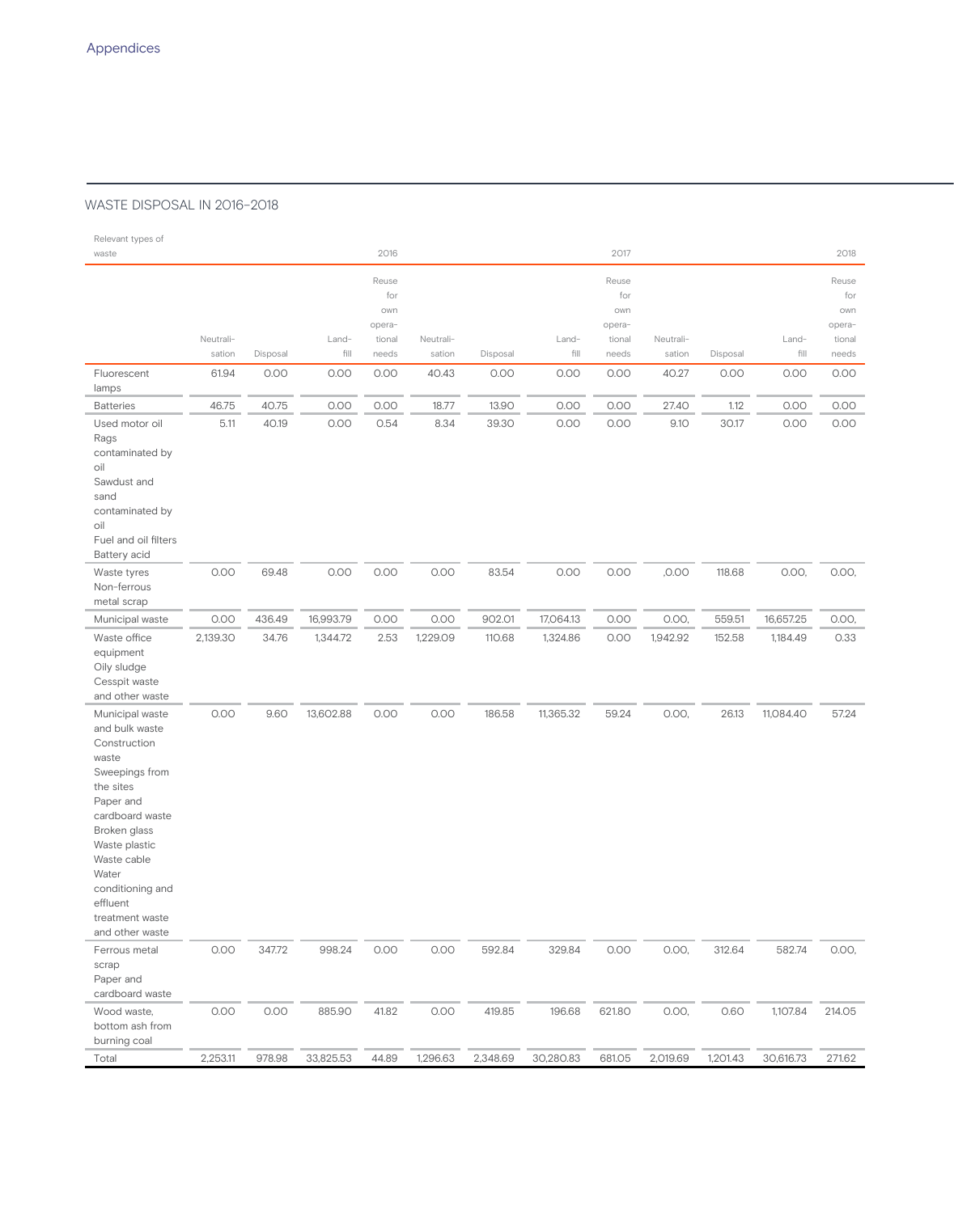## WASTE DISPOSAL IN 2016–2018

| Relevant types of waste | 2016 | | | | 2017 | | | | 2018 | | | |
|---|---|---|---|---|---|---|---|---|---|---|---|---|
| | Neutrali-sation | Disposal | Land-fill | Reuse for own opera-tional needs | Neutrali-sation | Disposal | Land-fill | Reuse for own opera-tional needs | Neutrali-sation | Disposal | Land-fill | Reuse for own opera-tional needs |
| Fluorescent lamps | 61.94 | 0.00 | 0.00 | 0.00 | 40.43 | 0.00 | 0.00 | 0.00 | 40.27 | 0.00 | 0.00 | 0.00 |
| Batteries | 46.75 | 40.75 | 0.00 | 0.00 | 18.77 | 13.90 | 0.00 | 0.00 | 27.40 | 1.12 | 0.00 | 0.00 |
| Used motor oil<br>Rags contaminated by oil<br>Sawdust and sand contaminated by oil<br>Fuel and oil filters<br>Battery acid | 5.11 | 40.19 | 0.00 | 0.54 | 8.34 | 39.30 | 0.00 | 0.00 | 9.10 | 30.17 | 0.00 | 0.00 |
| Waste tyres<br>Non-ferrous metal scrap | 0.00 | 69.48 | 0.00 | 0.00 | 0.00 | 83.54 | 0.00 | 0.00 | ,0.00 | 118.68 | 0.00, | 0.00, |
| Municipal waste | 0.00 | 436.49 | 16,993.79 | 0.00 | 0.00 | 902.01 | 17,064.13 | 0.00 | 0.00, | 559.51 | 16,657.25 | 0.00, |
| Waste office equipment<br>Oily sludge<br>Cesspit waste and other waste | 2,139.30 | 34.76 | 1,344.72 | 2.53 | 1,229.09 | 110.68 | 1,324.86 | 0.00 | 1,942.92 | 152.58 | 1,184.49 | 0.33 |
| Municipal waste and bulk waste<br>Construction waste<br>Sweepings from the sites<br>Paper and cardboard waste<br>Broken glass<br>Waste plastic<br>Waste cable<br>Water conditioning and effluent treatment waste and other waste | 0.00 | 9.60 | 13,602.88 | 0.00 | 0.00 | 186.58 | 11,365.32 | 59.24 | 0.00, | 26.13 | 11,084.40 | 57.24 |
| Ferrous metal scrap<br>Paper and cardboard waste | 0.00 | 347.72 | 998.24 | 0.00 | 0.00 | 592.84 | 329.84 | 0.00 | 0.00, | 312.64 | 582.74 | 0.00, |
| Wood waste, bottom ash from burning coal | 0.00 | 0.00 | 885.90 | 41.82 | 0.00 | 419.85 | 196.68 | 621.80 | 0.00, | 0.60 | 1,107.84 | 214.05 |
| Total | 2,253.11 | 978.98 | 33,825.53 | 44.89 | 1,296.63 | 2,348.69 | 30,280.83 | 681.05 | 2,019.69 | 1,201.43 | 30,616.73 | 271.62 |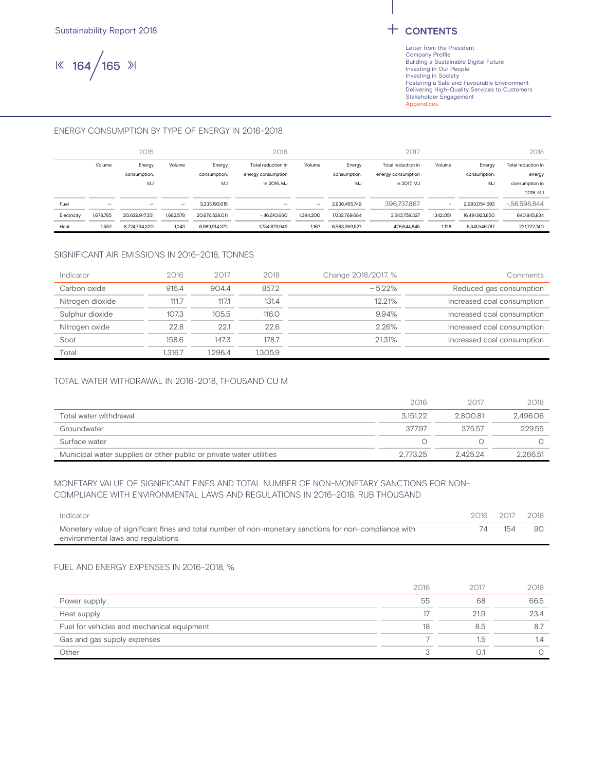## ENERGY CONSUMPTION BY TYPE OF ENERGY IN 2016–2018

| | 2015 | | 2016 | | | 2017 | | | 2018 | | |
|---|---|---|---|---|---|---|---|---|---|---|---|
| | Volume | Energy consumption, MJ | Volume | Energy consumption, MJ | Total reduction in energy consumption in 2016, MJ | Volume | Energy consumption, MJ | Total reduction in energy consumption in 2017, MJ | Volume | Energy consumption, MJ | Total reduction in energy consumption in 2018, MJ |
| Fuel | – | – | – | 3,333,193,615 | – | – | 2,936,455,749 | 396,737,867 | - | 2,993,054,593 | -,56,598,844 |
| Electricity | 1,678,785 | 20,629,917,351 | 1,682,578 | 20,676,528,011 | -,46,610,660 | 1,394,200 | 17,132,769,684 | 3,543,758,327 | 1,342,051 | 16,491,923,850 | 640,845,834 |
| Heat | 1,552 | 8,724,794,320 | 1,243 | 6,989,914,372 | 1,734,879,949 | 1,167 | 6,563,269,527 | 426,644,845 | 1,128 | 6,341,546,787 | 221,722,740 |

## SIGNIFICANT AIR EMISSIONS IN 2016–2018, TONNES

| Indicator | 2016 | 2017 | 2018 | Change 2018/2017, % | Comments |
|---|---|---|---|---|---|
| Carbon oxide | 916.4 | 904.4 | 857.2 | – 5.22% | Reduced gas consumption |
| Nitrogen dioxide | 111.7 | 117.1 | 131.4 | 12.21% | Increased coal consumption |
| Sulphur dioxide | 107.3 | 105.5 | 116.0 | 9.94% | Increased coal consumption |
| Nitrogen oxide | 22.8 | 22.1 | 22.6 | 2.26% | Increased coal consumption |
| Soot | 158.6 | 147.3 | 178.7 | 21.31% | Increased coal consumption |
| Total | 1,316.7 | 1,296.4 | 1,305.9 | | |

## TOTAL WATER WITHDRAWAL IN 2016–2018, THOUSAND CU M

| | 2016 | 2017 | 2018 |
|---|---|---|---|
| Total water withdrawal | 3,151.22 | 2,800.81 | 2,496.06 |
| Groundwater | 377.97 | 375.57 | 229.55 |
| Surface water | 0 | 0 | 0 |
| Municipal water supplies or other public or private water utilities | 2,773.25 | 2,425.24 | 2,266.51 |

## MONETARY VALUE OF SIGNIFICANT FINES AND TOTAL NUMBER OF NON-MONETARY SANCTIONS FOR NON-COMPLIANCE WITH ENVIRONMENTAL LAWS AND REGULATIONS IN 2016–2018, RUB THOUSAND

| Indicator | 2016 | 2017 | 2018 |
|---|---|---|---|
| Monetary value of significant fines and total number of non-monetary sanctions for non-compliance with environmental laws and regulations | 74 | 154 | 90 |

## FUEL AND ENERGY EXPENSES IN 2016–2018, %

| | 2016 | 2017 | 2018 |
|---|---|---|---|
| Power supply | 55 | 68 | 66.5 |
| Heat supply | 17 | 21.9 | 23.4 |
| Fuel for vehicles and mechanical equipment | 18 | 8.5 | 8.7 |
| Gas and gas supply expenses | 7 | 1.5 | 1.4 |
| Other | 3 | 0.1 | 0 |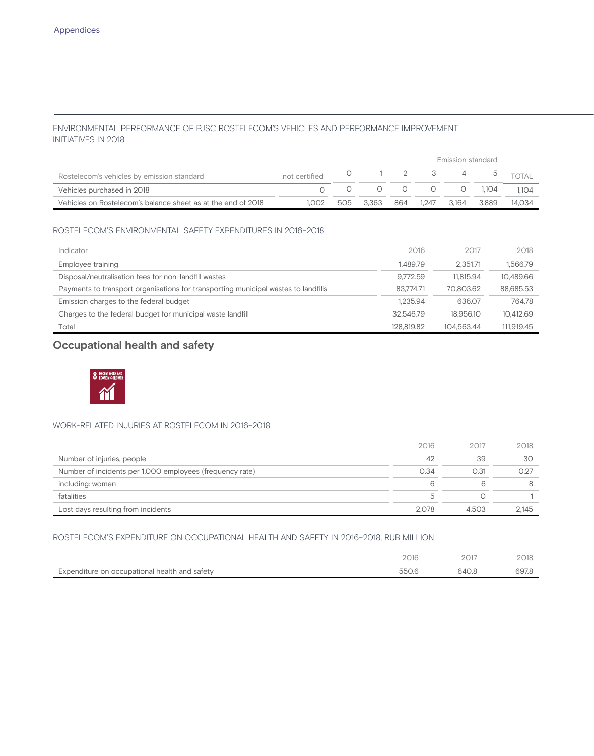### ENVIRONMENTAL PERFORMANCE OF PJSC ROSTELECOM'S VEHICLES AND PERFORMANCE IMPROVEMENT INITIATIVES IN 2018

| | Emission standard | | | | | | | |
|---|---|---|---|---|---|---|---|---|
| Rostelecom's vehicles by emission standard | not certified | 0 | 1 | 2 | 3 | 4 | 5 | TOTAL |
| Vehicles purchased in 2018 | 0 | 0 | 0 | 0 | 0 | 0 | 1,104 | 1,104 |
| Vehicles on Rostelecom's balance sheet as at the end of 2018 | 1,002 | 505 | 3,363 | 864 | 1,247 | 3,164 | 3,889 | 14,034 |

### ROSTELECOM'S ENVIRONMENTAL SAFETY EXPENDITURES IN 2016–2018

| Indicator | 2016 | 2017 | 2018 |
|---|---|---|---|
| Employee training | 1,489.79 | 2,351.71 | 1,566.79 |
| Disposal/neutralisation fees for non-landfill wastes | 9,772.59 | 11,815.94 | 10,489.66 |
| Payments to transport organisations for transporting municipal wastes to landfills | 83,774.71 | 70,803.62 | 88,685.53 |
| Emission charges to the federal budget | 1,235.94 | 636.07 | 764.78 |
| Charges to the federal budget for municipal waste landfill | 32,546.79 | 18,956.10 | 10,412.69 |
| Total | 128,819.82 | 104,563.44 | 111,919.45 |

## Occupational health and safety

8 DECENT WORK AND ECONOMIC GROWTH

### WORK-RELATED INJURIES AT ROSTELECOM IN 2016–2018

| | 2016 | 2017 | 2018 |
|---|---|---|---|
| Number of injuries, people | 42 | 39 | 30 |
| Number of incidents per 1,000 employees (frequency rate) | 0.34 | 0.31 | 0.27 |
| including: women | 6 | 6 | 8 |
| fatalities | 5 | 0 | 1 |
| Lost days resulting from incidents | 2,078 | 4,503 | 2,145 |

### ROSTELECOM'S EXPENDITURE ON OCCUPATIONAL HEALTH AND SAFETY IN 2016–2018, RUB MILLION

| | 2016 | 2017 | 2018 |
|---|---|---|---|
| Expenditure on occupational health and safety | 550.6 | 640.8 | 697.8 |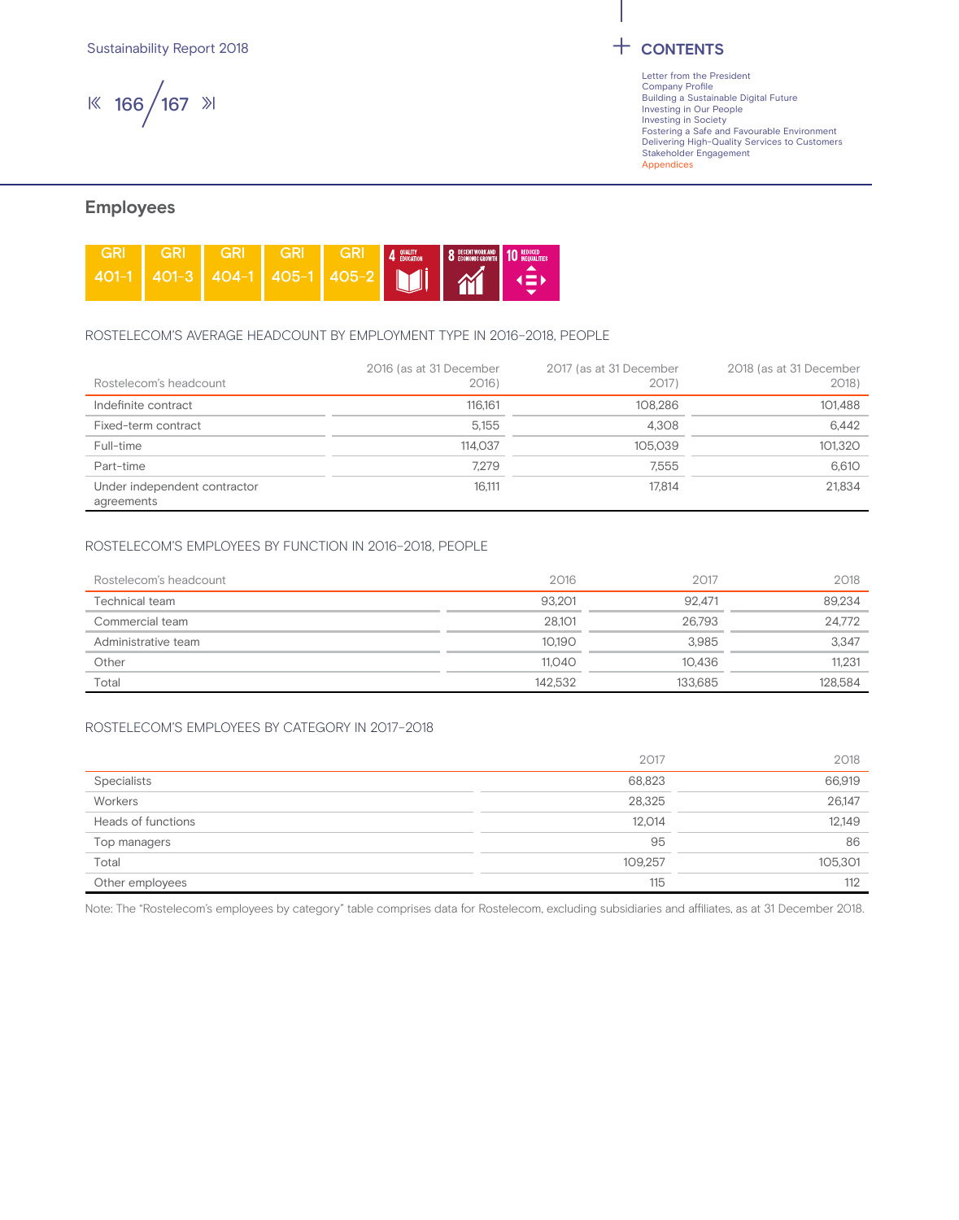## Employees

GRI 401-1 | GRI 401-3 | GRI 404-1 | GRI 405-1 | GRI 405-2

ROSTELECOM'S AVERAGE HEADCOUNT BY EMPLOYMENT TYPE IN 2016–2018, PEOPLE

| Rostelecom's headcount | 2016 (as at 31 December 2016) | 2017 (as at 31 December 2017) | 2018 (as at 31 December 2018) |
|---|---|---|---|
| Indefinite contract | 116,161 | 108,286 | 101,488 |
| Fixed-term contract | 5,155 | 4,308 | 6,442 |
| Full-time | 114,037 | 105,039 | 101,320 |
| Part-time | 7,279 | 7,555 | 6,610 |
| Under independent contractor agreements | 16,111 | 17,814 | 21,834 |

ROSTELECOM'S EMPLOYEES BY FUNCTION IN 2016–2018, PEOPLE

| Rostelecom's headcount | 2016 | 2017 | 2018 |
|---|---|---|---|
| Technical team | 93,201 | 92,471 | 89,234 |
| Commercial team | 28,101 | 26,793 | 24,772 |
| Administrative team | 10,190 | 3,985 | 3,347 |
| Other | 11,040 | 10,436 | 11,231 |
| Total | 142,532 | 133,685 | 128,584 |

ROSTELECOM'S EMPLOYEES BY CATEGORY IN 2017–2018

| | 2017 | 2018 |
|---|---|---|
| Specialists | 68,823 | 66,919 |
| Workers | 28,325 | 26,147 |
| Heads of functions | 12,014 | 12,149 |
| Top managers | 95 | 86 |
| Total | 109,257 | 105,301 |
| Other employees | 115 | 112 |

Note: The "Rostelecom's employees by category" table comprises data for Rostelecom, excluding subsidiaries and affiliates, as at 31 December 2018.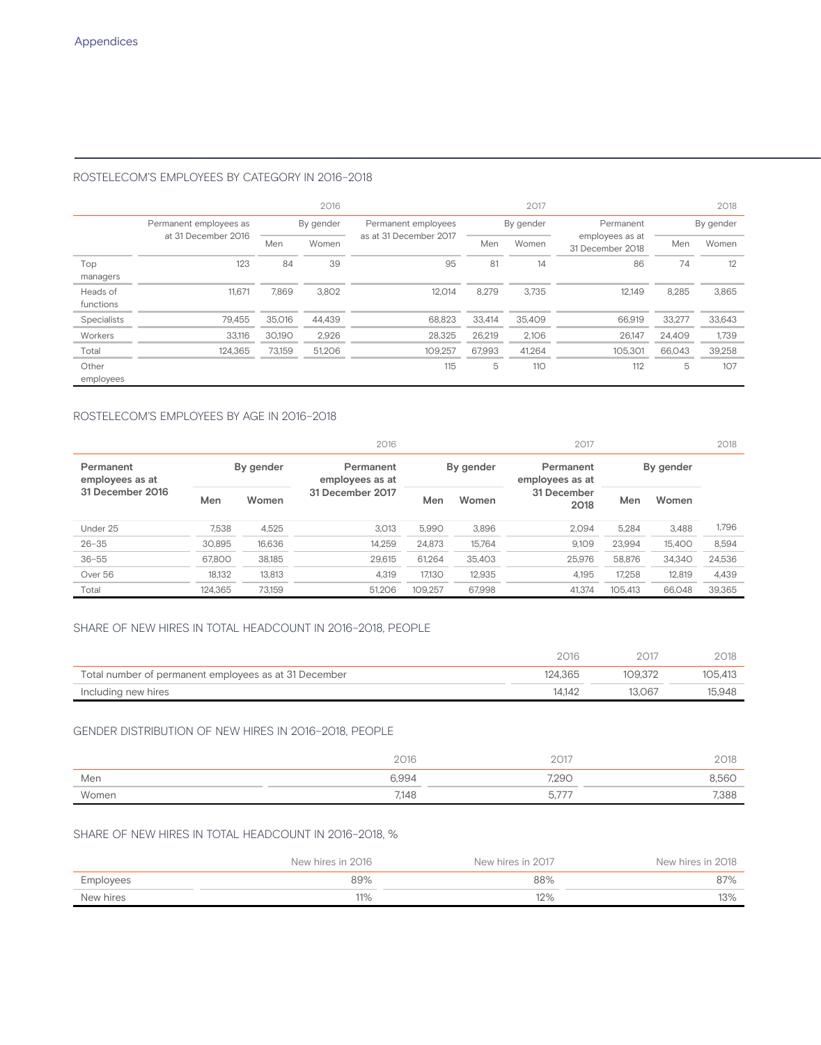Appendices

## ROSTELECOM'S EMPLOYEES BY CATEGORY IN 2016–2018

| | | | 2016 | | | 2017 | | | 2018 |
|---|---|---|---|---|---|---|---|---|---|
| | Permanent employees as at 31 December 2016 | By gender | | Permanent employees as at 31 December 2017 | By gender | | Permanent employees as at 31 December 2018 | By gender | |
| | | Men | Women | | Men | Women | | Men | Women |
| Top managers | 123 | 84 | 39 | 95 | 81 | 14 | 86 | 74 | 12 |
| Heads of functions | 11,671 | 7,869 | 3,802 | 12,014 | 8,279 | 3,735 | 12,149 | 8,285 | 3,865 |
| Specialists | 79,455 | 35,016 | 44,439 | 68,823 | 33,414 | 35,409 | 66,919 | 33,277 | 33,643 |
| Workers | 33,116 | 30,190 | 2,926 | 28,325 | 26,219 | 2,106 | 26,147 | 24,409 | 1,739 |
| Total | 124,365 | 73,159 | 51,206 | 109,257 | 67,993 | 41,264 | 105,301 | 66,043 | 39,258 |
| Other employees | | | | 115 | 5 | 110 | 112 | 5 | 107 |

## ROSTELECOM'S EMPLOYEES BY AGE IN 2016–2018

| | | | 2016 | | | 2017 | | | 2018 |
|---|---|---|---|---|---|---|---|---|---|
| **Permanent employees as at 31 December 2016** | **By gender** | | **Permanent employees as at 31 December 2017** | **By gender** | | **Permanent employees as at 31 December 2018** | **By gender** | | |
| | **Men** | **Women** | | **Men** | **Women** | | **Men** | **Women** | |
| Under 25 | 7,538 | 4,525 | 3,013 | 5,990 | 3,896 | 2,094 | 5,284 | 3,488 | 1,796 |
| 26–35 | 30,895 | 16,636 | 14,259 | 24,873 | 15,764 | 9,109 | 23,994 | 15,400 | 8,594 |
| 36–55 | 67,800 | 38,185 | 29,615 | 61,264 | 35,403 | 25,976 | 58,876 | 34,340 | 24,536 |
| Over 56 | 18,132 | 13,813 | 4,319 | 17,130 | 12,935 | 4,195 | 17,258 | 12,819 | 4,439 |
| Total | 124,365 | 73,159 | 51,206 | 109,257 | 67,998 | 41,374 | 105,413 | 66,048 | 39,365 |

## SHARE OF NEW HIRES IN TOTAL HEADCOUNT IN 2016–2018, PEOPLE

| | 2016 | 2017 | 2018 |
|---|---|---|---|
| Total number of permanent employees as at 31 December | 124,365 | 109,372 | 105,413 |
| Including new hires | 14,142 | 13,067 | 15,948 |

## GENDER DISTRIBUTION OF NEW HIRES IN 2016–2018, PEOPLE

| | 2016 | 2017 | 2018 |
|---|---|---|---|
| Men | 6,994 | 7,290 | 8,560 |
| Women | 7,148 | 5,777 | 7,388 |

## SHARE OF NEW HIRES IN TOTAL HEADCOUNT IN 2016–2018, %

| | New hires in 2016 | New hires in 2017 | New hires in 2018 |
|---|---|---|---|
| Employees | 89% | 88% | 87% |
| New hires | 11% | 12% | 13% |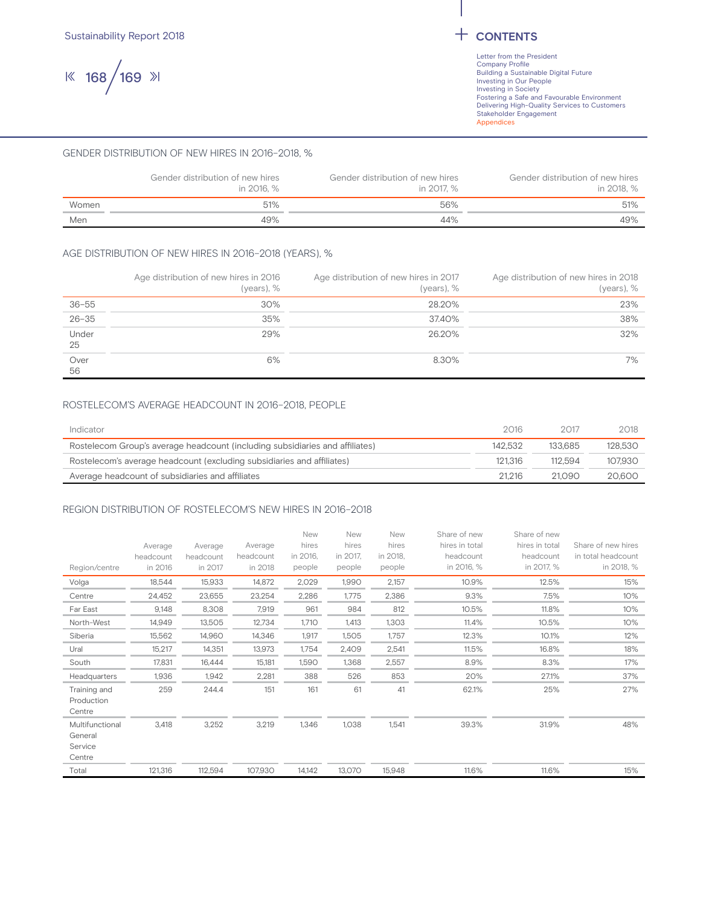## GENDER DISTRIBUTION OF NEW HIRES IN 2016–2018, %

| | Gender distribution of new hires in 2016, % | Gender distribution of new hires in 2017, % | Gender distribution of new hires in 2018, % |
|---|---|---|---|
| Women | 51% | 56% | 51% |
| Men | 49% | 44% | 49% |

## AGE DISTRIBUTION OF NEW HIRES IN 2016–2018 (YEARS), %

| | Age distribution of new hires in 2016 (years), % | Age distribution of new hires in 2017 (years), % | Age distribution of new hires in 2018 (years), % |
|---|---|---|---|
| 36–55 | 30% | 28.20% | 23% |
| 26–35 | 35% | 37.40% | 38% |
| Under 25 | 29% | 26.20% | 32% |
| Over 56 | 6% | 8.30% | 7% |

## ROSTELECOM'S AVERAGE HEADCOUNT IN 2016–2018, PEOPLE

| Indicator | 2016 | 2017 | 2018 |
|---|---|---|---|
| Rostelecom Group's average headcount (including subsidiaries and affiliates) | 142,532 | 133,685 | 128,530 |
| Rostelecom's average headcount (excluding subsidiaries and affiliates) | 121,316 | 112,594 | 107,930 |
| Average headcount of subsidiaries and affiliates | 21,216 | 21,090 | 20,600 |

## REGION DISTRIBUTION OF ROSTELECOM'S NEW HIRES IN 2016–2018

| Region/centre | Average headcount in 2016 | Average headcount in 2017 | Average headcount in 2018 | New hires in 2016, people | New hires in 2017, people | New hires in 2018, people | Share of new hires in total headcount in 2016, % | Share of new hires in total headcount in 2017, % | Share of new hires in total headcount in 2018, % |
|---|---|---|---|---|---|---|---|---|---|
| Volga | 18,544 | 15,933 | 14,872 | 2,029 | 1,990 | 2,157 | 10.9% | 12.5% | 15% |
| Centre | 24,452 | 23,655 | 23,254 | 2,286 | 1,775 | 2,386 | 9.3% | 7.5% | 10% |
| Far East | 9,148 | 8,308 | 7,919 | 961 | 984 | 812 | 10.5% | 11.8% | 10% |
| North-West | 14,949 | 13,505 | 12,734 | 1,710 | 1,413 | 1,303 | 11.4% | 10.5% | 10% |
| Siberia | 15,562 | 14,960 | 14,346 | 1,917 | 1,505 | 1,757 | 12.3% | 10.1% | 12% |
| Ural | 15,217 | 14,351 | 13,973 | 1,754 | 2,409 | 2,541 | 11.5% | 16.8% | 18% |
| South | 17,831 | 16,444 | 15,181 | 1,590 | 1,368 | 2,557 | 8.9% | 8.3% | 17% |
| Headquarters | 1,936 | 1,942 | 2,281 | 388 | 526 | 853 | 20% | 27.1% | 37% |
| Training and Production Centre | 259 | 244.4 | 151 | 161 | 61 | 41 | 62.1% | 25% | 27% |
| Multifunctional General Service Centre | 3,418 | 3,252 | 3,219 | 1,346 | 1,038 | 1,541 | 39.3% | 31.9% | 48% |
| Total | 121,316 | 112,594 | 107,930 | 14,142 | 13,070 | 15,948 | 11.6% | 11.6% | 15% |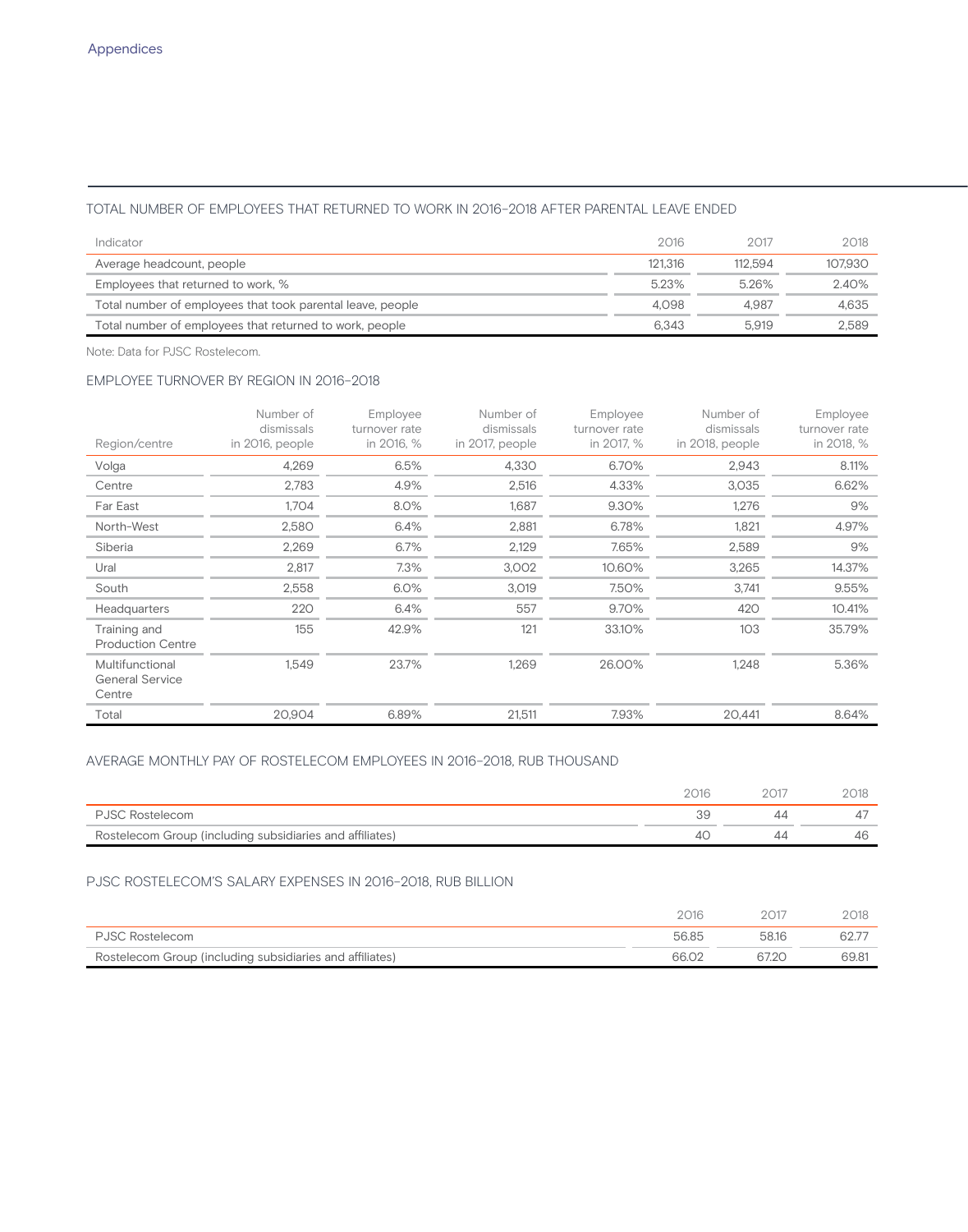## TOTAL NUMBER OF EMPLOYEES THAT RETURNED TO WORK IN 2016–2018 AFTER PARENTAL LEAVE ENDED

| Indicator | 2016 | 2017 | 2018 |
|---|---|---|---|
| Average headcount, people | 121,316 | 112,594 | 107,930 |
| Employees that returned to work, % | 5.23% | 5.26% | 2.40% |
| Total number of employees that took parental leave, people | 4,098 | 4,987 | 4,635 |
| Total number of employees that returned to work, people | 6,343 | 5,919 | 2,589 |

Note: Data for PJSC Rostelecom.

## EMPLOYEE TURNOVER BY REGION IN 2016–2018

| Region/centre | Number of dismissals in 2016, people | Employee turnover rate in 2016, % | Number of dismissals in 2017, people | Employee turnover rate in 2017, % | Number of dismissals in 2018, people | Employee turnover rate in 2018, % |
|---|---|---|---|---|---|---|
| Volga | 4,269 | 6.5% | 4,330 | 6.70% | 2,943 | 8.11% |
| Centre | 2,783 | 4.9% | 2,516 | 4.33% | 3,035 | 6.62% |
| Far East | 1,704 | 8.0% | 1,687 | 9.30% | 1,276 | 9% |
| North-West | 2,580 | 6.4% | 2,881 | 6.78% | 1,821 | 4.97% |
| Siberia | 2,269 | 6.7% | 2,129 | 7.65% | 2,589 | 9% |
| Ural | 2,817 | 7.3% | 3,002 | 10.60% | 3,265 | 14.37% |
| South | 2,558 | 6.0% | 3,019 | 7.50% | 3,741 | 9.55% |
| Headquarters | 220 | 6.4% | 557 | 9.70% | 420 | 10.41% |
| Training and Production Centre | 155 | 42.9% | 121 | 33.10% | 103 | 35.79% |
| Multifunctional General Service Centre | 1,549 | 23.7% | 1,269 | 26.00% | 1,248 | 5.36% |
| Total | 20,904 | 6.89% | 21,511 | 7.93% | 20,441 | 8.64% |

## AVERAGE MONTHLY PAY OF ROSTELECOM EMPLOYEES IN 2016–2018, RUB THOUSAND

| | 2016 | 2017 | 2018 |
|---|---|---|---|
| PJSC Rostelecom | 39 | 44 | 47 |
| Rostelecom Group (including subsidiaries and affiliates) | 40 | 44 | 46 |

## PJSC ROSTELECOM'S SALARY EXPENSES IN 2016–2018, RUB BILLION

| | 2016 | 2017 | 2018 |
|---|---|---|---|
| PJSC Rostelecom | 56.85 | 58.16 | 62.77 |
| Rostelecom Group (including subsidiaries and affiliates) | 66.02 | 67.20 | 69.81 |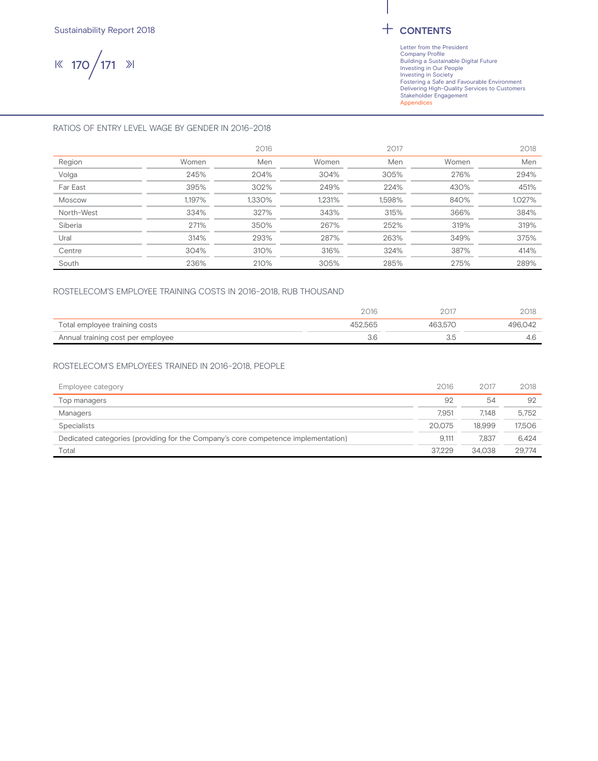RATIOS OF ENTRY LEVEL WAGE BY GENDER IN 2016–2018

| | 2016 | | 2017 | | 2018 | |
|---|---|---|---|---|---|---|
| Region | Women | Men | Women | Men | Women | Men |
| Volga | 245% | 204% | 304% | 305% | 276% | 294% |
| Far East | 395% | 302% | 249% | 224% | 430% | 451% |
| Moscow | 1,197% | 1,330% | 1,231% | 1,598% | 840% | 1,027% |
| North-West | 334% | 327% | 343% | 315% | 366% | 384% |
| Siberia | 271% | 350% | 267% | 252% | 319% | 319% |
| Ural | 314% | 293% | 287% | 263% | 349% | 375% |
| Centre | 304% | 310% | 316% | 324% | 387% | 414% |
| South | 236% | 210% | 305% | 285% | 275% | 289% |

ROSTELECOM'S EMPLOYEE TRAINING COSTS IN 2016–2018, RUB THOUSAND

| | 2016 | 2017 | 2018 |
|---|---|---|---|
| Total employee training costs | 452,565 | 463,570 | 496,042 |
| Annual training cost per employee | 3.6 | 3.5 | 4.6 |

ROSTELECOM'S EMPLOYEES TRAINED IN 2016–2018, PEOPLE

| Employee category | 2016 | 2017 | 2018 |
|---|---|---|---|
| Top managers | 92 | 54 | 92 |
| Managers | 7,951 | 7,148 | 5,752 |
| Specialists | 20,075 | 18,999 | 17,506 |
| Dedicated categories (providing for the Company's core competence implementation) | 9,111 | 7,837 | 6,424 |
| Total | 37,229 | 34,038 | 29,774 |